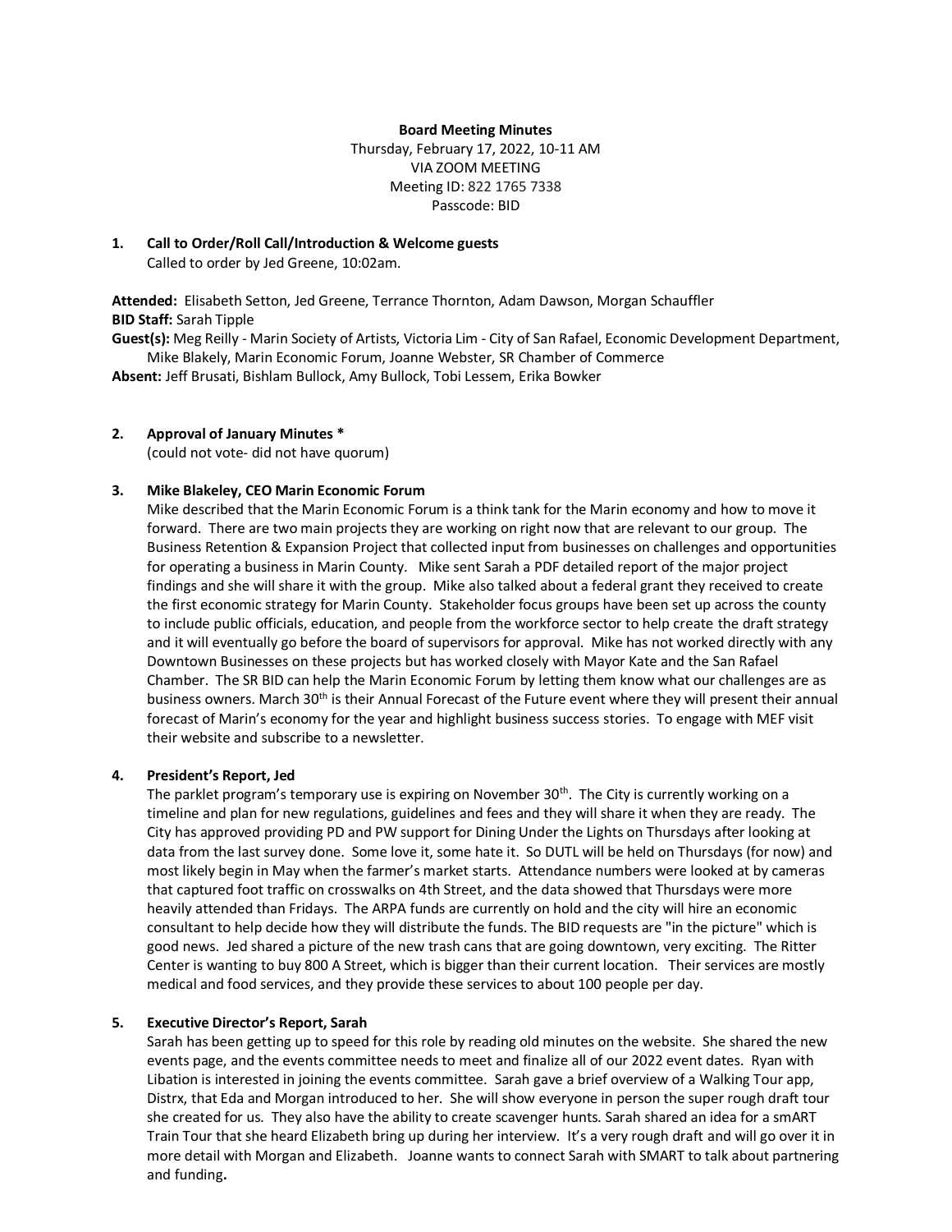**Board Meeting Minutes**
Thursday, February 17, 2022, 10-11 AM
VIA ZOOM MEETING
Meeting ID: 822 1765 7338
Passcode: BID

**1. Call to Order/Roll Call/Introduction & Welcome guests**
Called to order by Jed Greene, 10:02am.

**Attended:** Elisabeth Setton, Jed Greene, Terrance Thornton, Adam Dawson, Morgan Schauffler
**BID Staff:** Sarah Tipple
**Guest(s):** Meg Reilly - Marin Society of Artists, Victoria Lim - City of San Rafael, Economic Development Department, Mike Blakely, Marin Economic Forum, Joanne Webster, SR Chamber of Commerce
**Absent:** Jeff Brusati, Bishlam Bullock, Amy Bullock, Tobi Lessem, Erika Bowker

**2. Approval of January Minutes ***
(could not vote- did not have quorum)

**3. Mike Blakeley, CEO Marin Economic Forum**
Mike described that the Marin Economic Forum is a think tank for the Marin economy and how to move it forward. There are two main projects they are working on right now that are relevant to our group. The Business Retention & Expansion Project that collected input from businesses on challenges and opportunities for operating a business in Marin County. Mike sent Sarah a PDF detailed report of the major project findings and she will share it with the group. Mike also talked about a federal grant they received to create the first economic strategy for Marin County. Stakeholder focus groups have been set up across the county to include public officials, education, and people from the workforce sector to help create the draft strategy and it will eventually go before the board of supervisors for approval. Mike has not worked directly with any Downtown Businesses on these projects but has worked closely with Mayor Kate and the San Rafael Chamber. The SR BID can help the Marin Economic Forum by letting them know what our challenges are as business owners. March 30th is their Annual Forecast of the Future event where they will present their annual forecast of Marin's economy for the year and highlight business success stories. To engage with MEF visit their website and subscribe to a newsletter.

**4. President's Report, Jed**
The parklet program's temporary use is expiring on November 30th. The City is currently working on a timeline and plan for new regulations, guidelines and fees and they will share it when they are ready. The City has approved providing PD and PW support for Dining Under the Lights on Thursdays after looking at data from the last survey done. Some love it, some hate it. So DUTL will be held on Thursdays (for now) and most likely begin in May when the farmer's market starts. Attendance numbers were looked at by cameras that captured foot traffic on crosswalks on 4th Street, and the data showed that Thursdays were more heavily attended than Fridays. The ARPA funds are currently on hold and the city will hire an economic consultant to help decide how they will distribute the funds. The BID requests are "in the picture" which is good news. Jed shared a picture of the new trash cans that are going downtown, very exciting. The Ritter Center is wanting to buy 800 A Street, which is bigger than their current location. Their services are mostly medical and food services, and they provide these services to about 100 people per day.

**5. Executive Director's Report, Sarah**
Sarah has been getting up to speed for this role by reading old minutes on the website. She shared the new events page, and the events committee needs to meet and finalize all of our 2022 event dates. Ryan with Libation is interested in joining the events committee. Sarah gave a brief overview of a Walking Tour app, Distrx, that Eda and Morgan introduced to her. She will show everyone in person the super rough draft tour she created for us. They also have the ability to create scavenger hunts. Sarah shared an idea for a smART Train Tour that she heard Elizabeth bring up during her interview. It's a very rough draft and will go over it in more detail with Morgan and Elizabeth. Joanne wants to connect Sarah with SMART to talk about partnering and funding.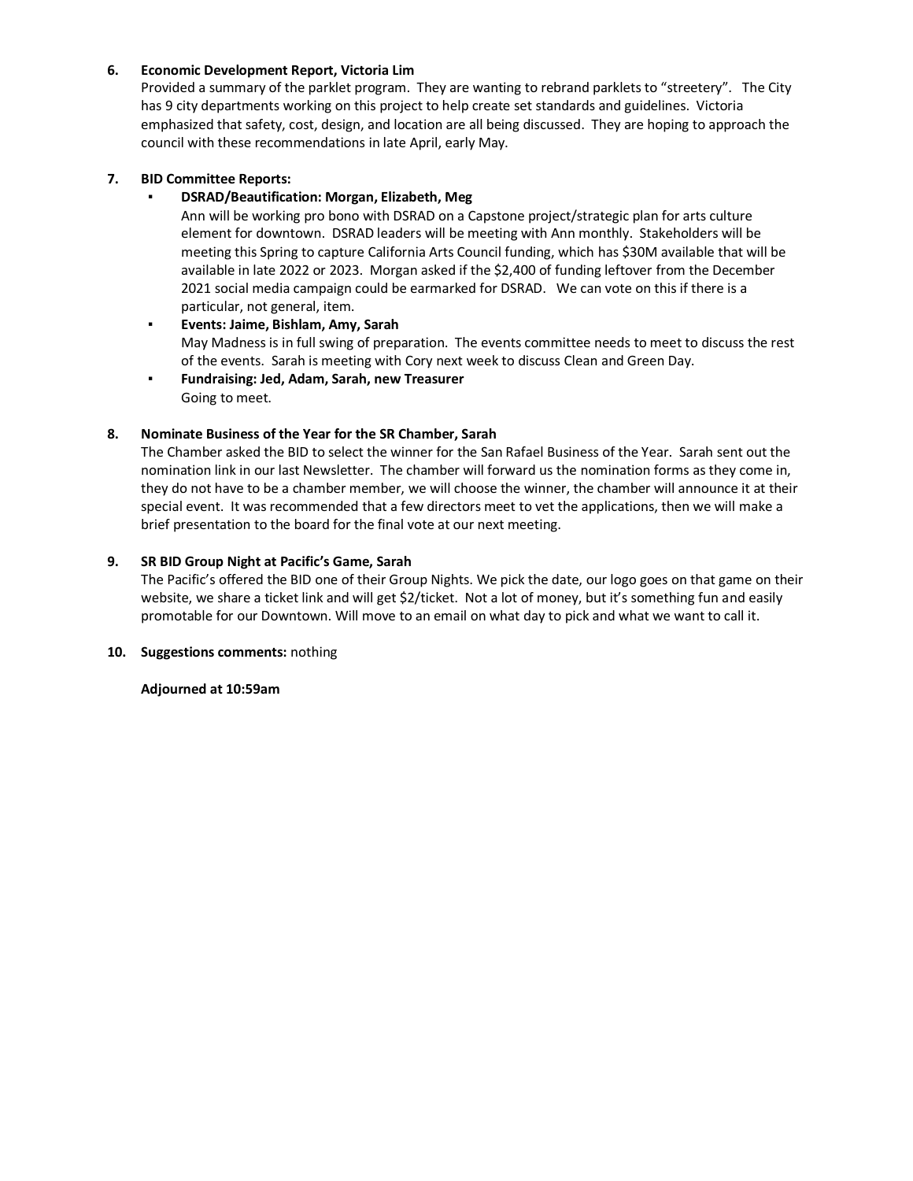6. **Economic Development Report, Victoria Lim**
   Provided a summary of the parklet program. They are wanting to rebrand parklets to "streetery". The City has 9 city departments working on this project to help create set standards and guidelines. Victoria emphasized that safety, cost, design, and location are all being discussed. They are hoping to approach the council with these recommendations in late April, early May.

7. **BID Committee Reports:**
   - **DSRAD/Beautification: Morgan, Elizabeth, Meg**
     Ann will be working pro bono with DSRAD on a Capstone project/strategic plan for arts culture element for downtown. DSRAD leaders will be meeting with Ann monthly. Stakeholders will be meeting this Spring to capture California Arts Council funding, which has $30M available that will be available in late 2022 or 2023. Morgan asked if the $2,400 of funding leftover from the December 2021 social media campaign could be earmarked for DSRAD. We can vote on this if there is a particular, not general, item.
   - **Events: Jaime, Bishlam, Amy, Sarah**
     May Madness is in full swing of preparation. The events committee needs to meet to discuss the rest of the events. Sarah is meeting with Cory next week to discuss Clean and Green Day.
   - **Fundraising: Jed, Adam, Sarah, new Treasurer**
     Going to meet.

8. **Nominate Business of the Year for the SR Chamber, Sarah**
   The Chamber asked the BID to select the winner for the San Rafael Business of the Year. Sarah sent out the nomination link in our last Newsletter. The chamber will forward us the nomination forms as they come in, they do not have to be a chamber member, we will choose the winner, the chamber will announce it at their special event. It was recommended that a few directors meet to vet the applications, then we will make a brief presentation to the board for the final vote at our next meeting.

9. **SR BID Group Night at Pacific's Game, Sarah**
   The Pacific's offered the BID one of their Group Nights. We pick the date, our logo goes on that game on their website, we share a ticket link and will get $2/ticket. Not a lot of money, but it's something fun and easily promotable for our Downtown. Will move to an email on what day to pick and what we want to call it.

10. **Suggestions comments:** nothing

    **Adjourned at 10:59am**